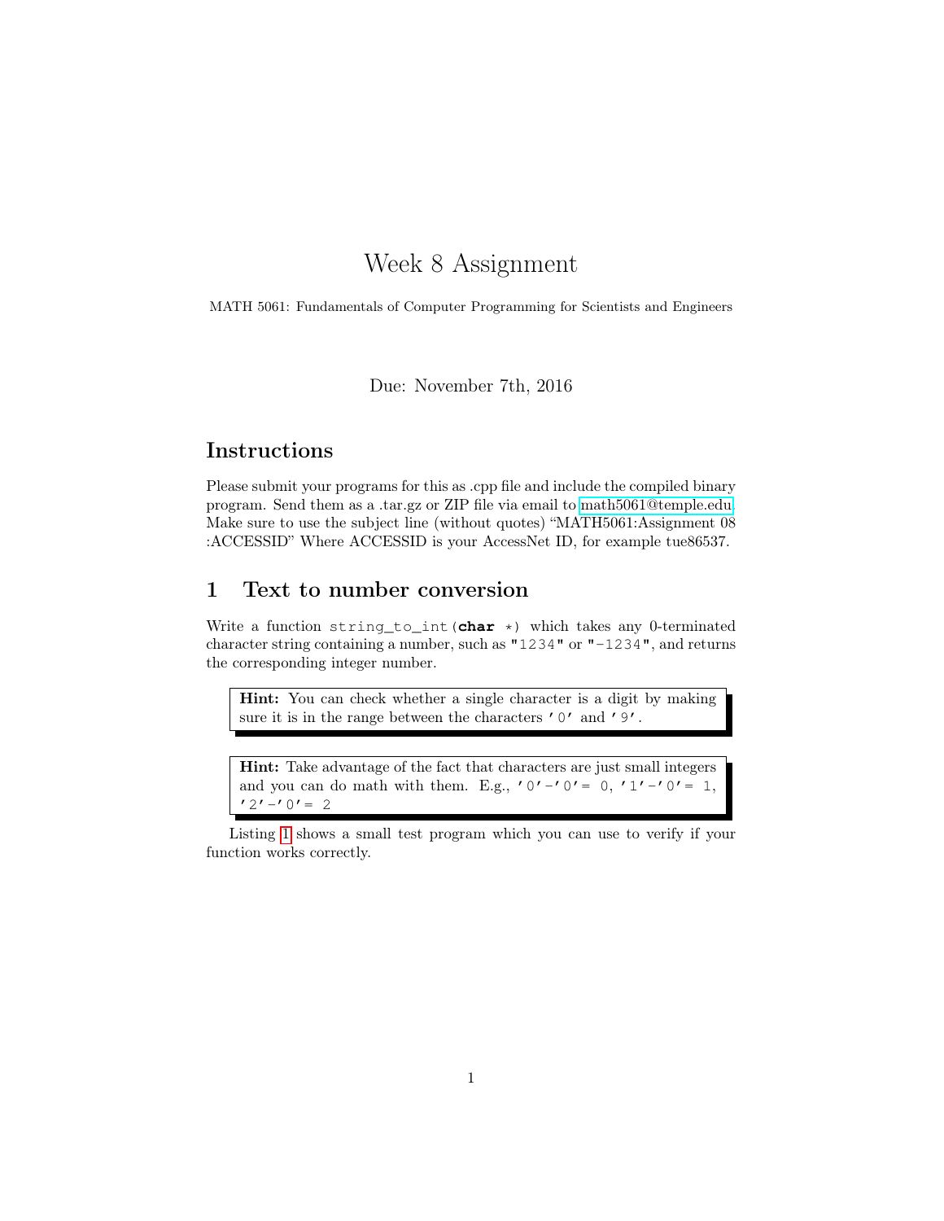# Week 8 Assignment

MATH 5061: Fundamentals of Computer Programming for Scientists and Engineers

Due: November 7th, 2016

## Instructions

Please submit your programs for this as .cpp file and include the compiled binary program. Send them as a .tar.gz or ZIP file via email to math5061@temple.edu. Make sure to use the subject line (without quotes) "MATH5061:Assignment 08 :ACCESSID" Where ACCESSID is your AccessNet ID, for example tue86537.

## 1 Text to number conversion

Write a function `string_to_int(char *)` which takes any 0-terminated character string containing a number, such as `"1234"` or `"-1234"`, and returns the corresponding integer number.

> **Hint:** You can check whether a single character is a digit by making sure it is in the range between the characters `'0'` and `'9'`.

> **Hint:** Take advantage of the fact that characters are just small integers and you can do math with them. E.g., `'0'-'0'= 0`, `'1'-'0'= 1`, `'2'-'0'= 2`

Listing 1 shows a small test program which you can use to verify if your function works correctly.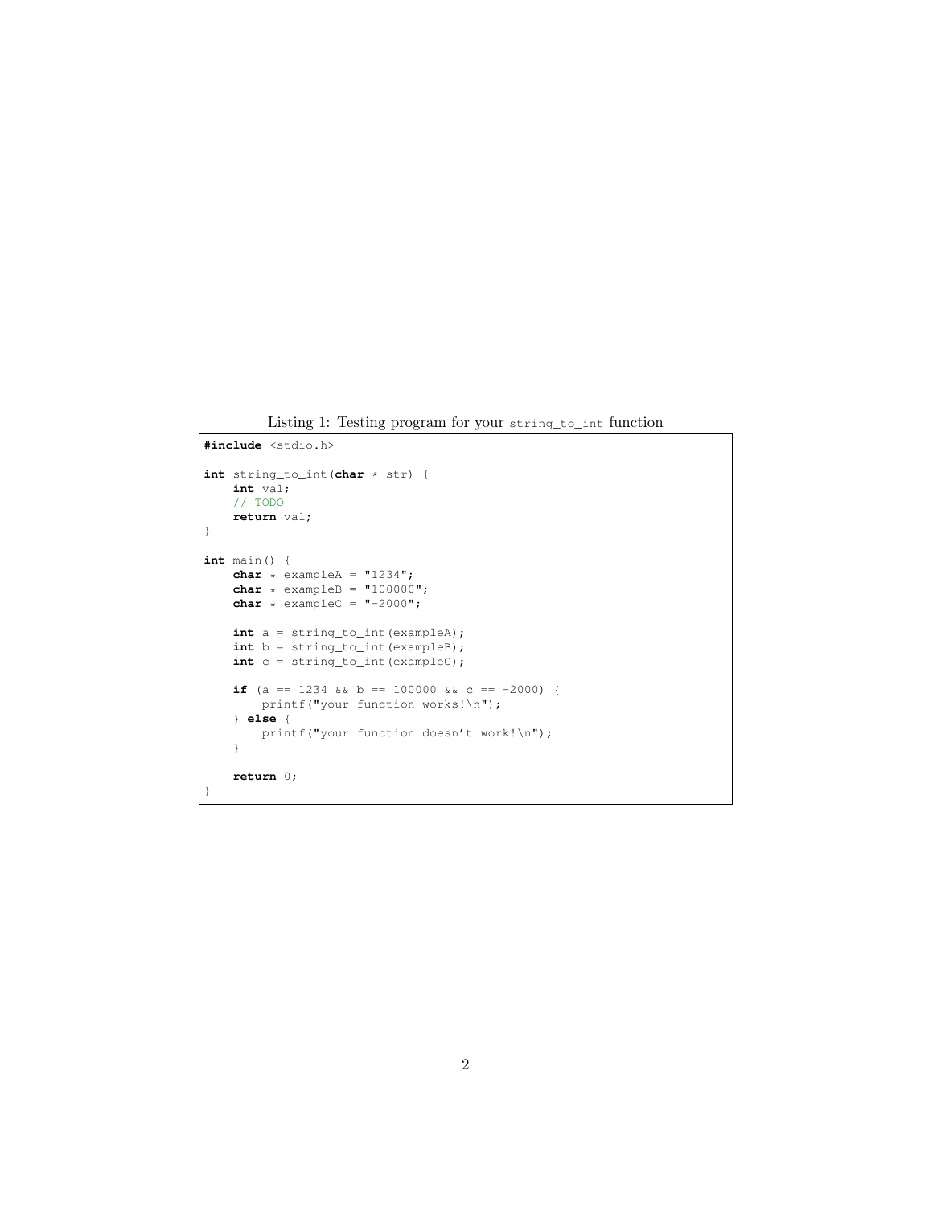Listing 1: Testing program for your `string_to_int` function

```c
#include <stdio.h>

int string_to_int(char * str) {
    int val;
    // TODO
    return val;
}

int main() {
    char * exampleA = "1234";
    char * exampleB = "100000";
    char * exampleC = "-2000";

    int a = string_to_int(exampleA);
    int b = string_to_int(exampleB);
    int c = string_to_int(exampleC);

    if (a == 1234 && b == 100000 && c == -2000) {
        printf("your function works!\n");
    } else {
        printf("your function doesn't work!\n");
    }

    return 0;
}
```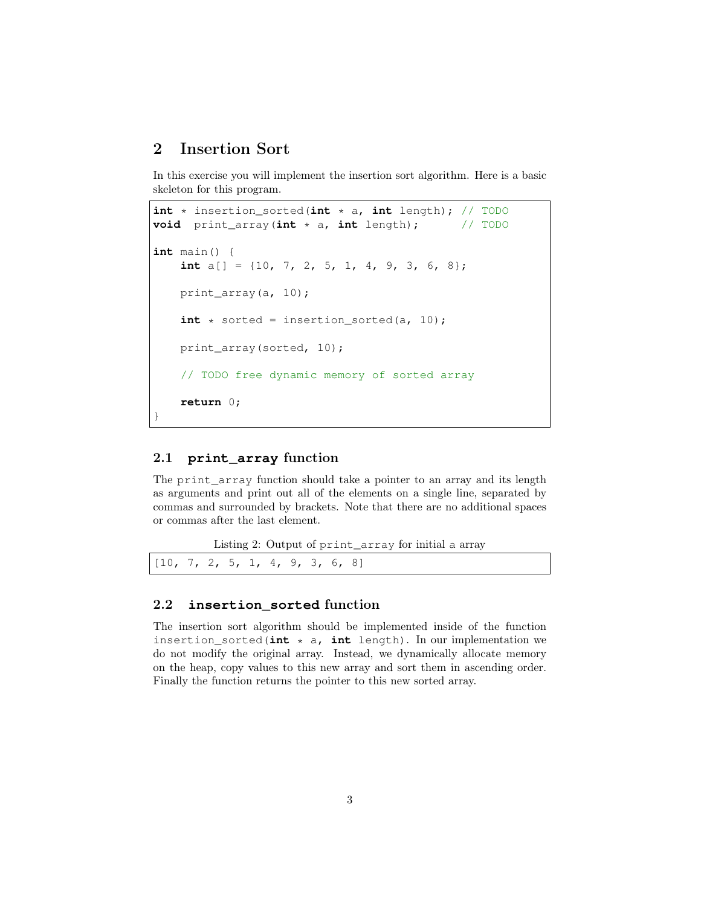## 2 Insertion Sort

In this exercise you will implement the insertion sort algorithm. Here is a basic skeleton for this program.

```
int * insertion_sorted(int * a, int length); // TODO
void  print_array(int * a, int length);      // TODO

int main() {
    int a[] = {10, 7, 2, 5, 1, 4, 9, 3, 6, 8};

    print_array(a, 10);

    int * sorted = insertion_sorted(a, 10);

    print_array(sorted, 10);

    // TODO free dynamic memory of sorted array

    return 0;
}
```

### 2.1 print_array function

The print_array function should take a pointer to an array and its length as arguments and print out all of the elements on a single line, separated by commas and surrounded by brackets. Note that there are no additional spaces or commas after the last element.

Listing 2: Output of print_array for initial a array

```
[10, 7, 2, 5, 1, 4, 9, 3, 6, 8]
```

### 2.2 insertion_sorted function

The insertion sort algorithm should be implemented inside of the function insertion_sorted(**int** * a, **int** length). In our implementation we do not modify the original array. Instead, we dynamically allocate memory on the heap, copy values to this new array and sort them in ascending order. Finally the function returns the pointer to this new sorted array.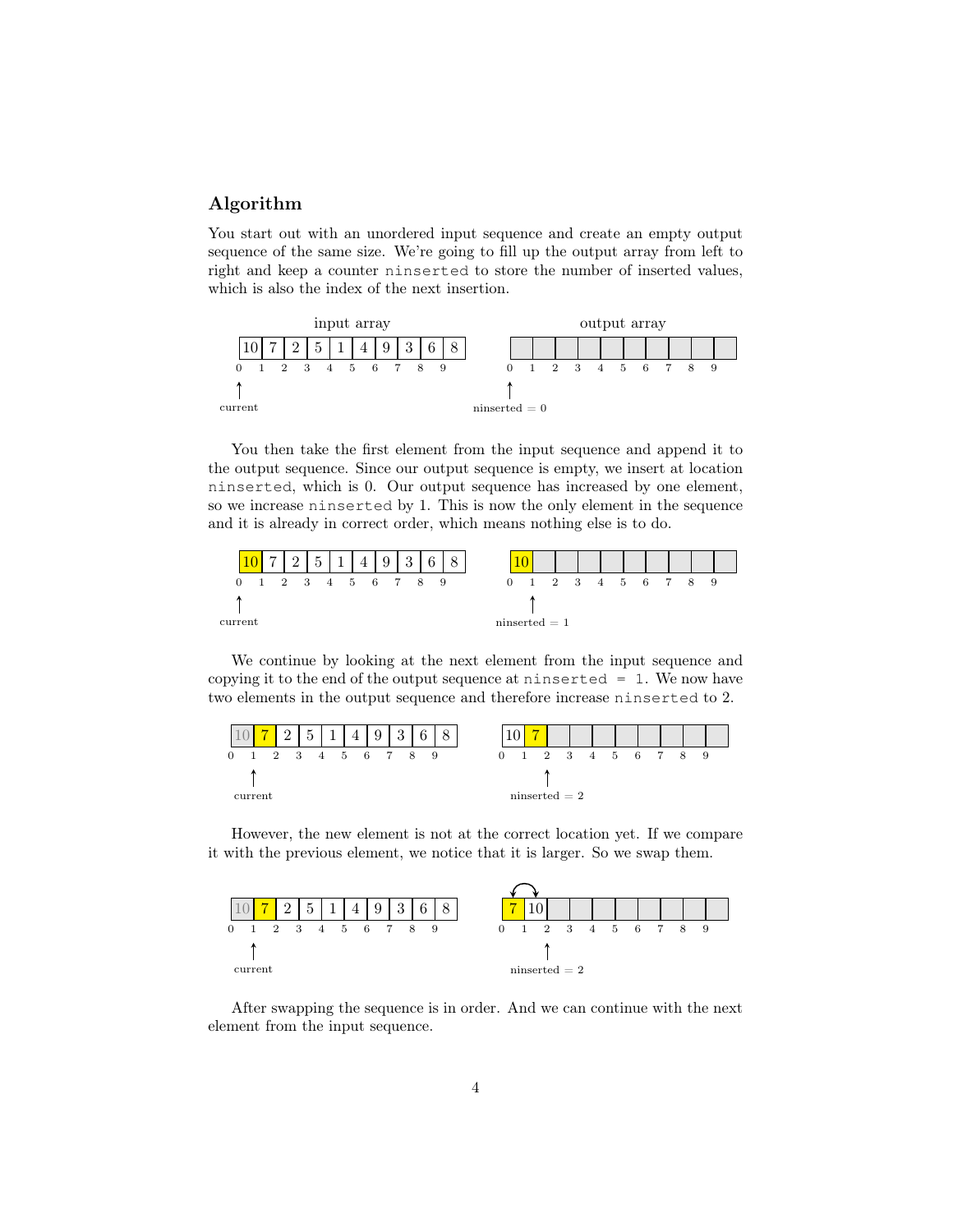## Algorithm

You start out with an unordered input sequence and create an empty output sequence of the same size. We're going to fill up the output array from left to right and keep a counter `ninserted` to store the number of inserted values, which is also the index of the next insertion.

You then take the first element from the input sequence and append it to the output sequence. Since our output sequence is empty, we insert at location `ninserted`, which is 0. Our output sequence has increased by one element, so we increase `ninserted` by 1. This is now the only element in the sequence and it is already in correct order, which means nothing else is to do.

We continue by looking at the next element from the input sequence and copying it to the end of the output sequence at `ninserted = 1`. We now have two elements in the output sequence and therefore increase `ninserted` to 2.

However, the new element is not at the correct location yet. If we compare it with the previous element, we notice that it is larger. So we swap them.

After swapping the sequence is in order. And we can continue with the next element from the input sequence.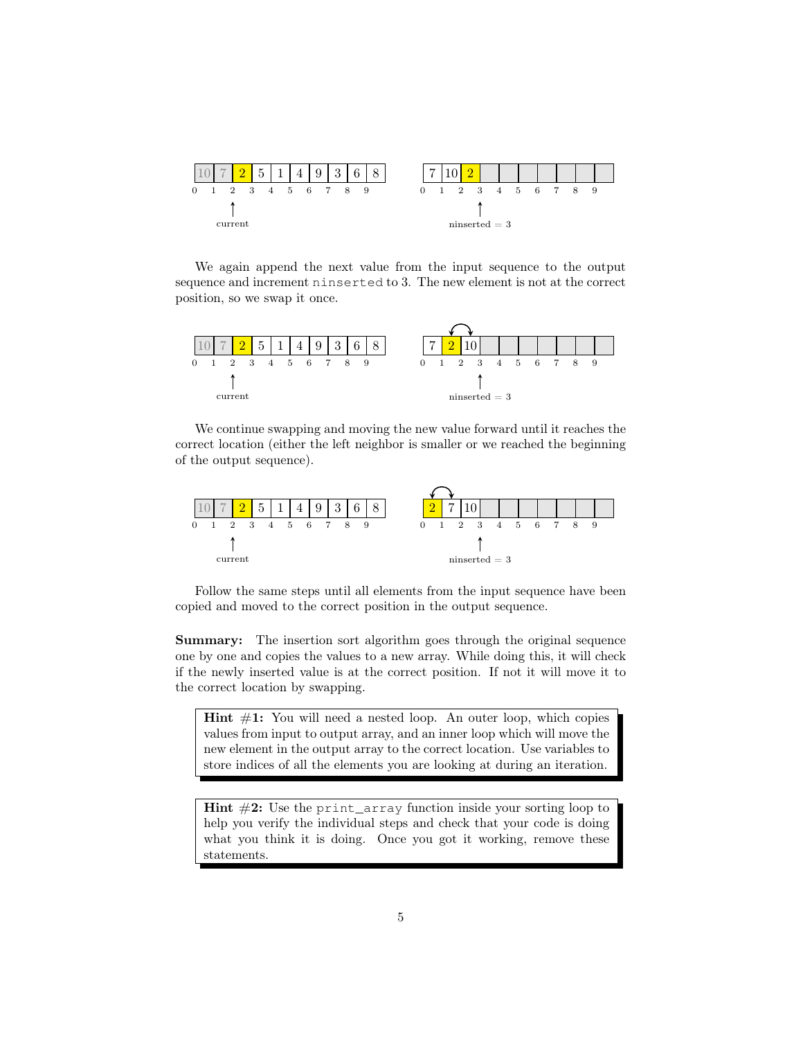| | | | | | | | | | |
|---|---|---|---|---|---|---|---|---|---|
| 10 | 7 | 2 | 5 | 1 | 4 | 9 | 3 | 6 | 8 |
| 0 | 1 | 2 | 3 | 4 | 5 | 6 | 7 | 8 | 9 |

current

| | | | | | | | | | |
|---|---|---|---|---|---|---|---|---|---|
| 7 | 10 | 2 | | | | | | | |
| 0 | 1 | 2 | 3 | 4 | 5 | 6 | 7 | 8 | 9 |

ninserted = 3

We again append the next value from the input sequence to the output sequence and increment `ninserted` to 3. The new element is not at the correct position, so we swap it once.

| | | | | | | | | | |
|---|---|---|---|---|---|---|---|---|---|
| 10 | 7 | 2 | 5 | 1 | 4 | 9 | 3 | 6 | 8 |
| 0 | 1 | 2 | 3 | 4 | 5 | 6 | 7 | 8 | 9 |

current

| | | | | | | | | | |
|---|---|---|---|---|---|---|---|---|---|
| 7 | 2 | 10 | | | | | | | |
| 0 | 1 | 2 | 3 | 4 | 5 | 6 | 7 | 8 | 9 |

ninserted = 3

We continue swapping and moving the new value forward until it reaches the correct location (either the left neighbor is smaller or we reached the beginning of the output sequence).

| | | | | | | | | | |
|---|---|---|---|---|---|---|---|---|---|
| 10 | 7 | 2 | 5 | 1 | 4 | 9 | 3 | 6 | 8 |
| 0 | 1 | 2 | 3 | 4 | 5 | 6 | 7 | 8 | 9 |

current

| | | | | | | | | | |
|---|---|---|---|---|---|---|---|---|---|
| 2 | 7 | 10 | | | | | | | |
| 0 | 1 | 2 | 3 | 4 | 5 | 6 | 7 | 8 | 9 |

ninserted = 3

Follow the same steps until all elements from the input sequence have been copied and moved to the correct position in the output sequence.

**Summary:** The insertion sort algorithm goes through the original sequence one by one and copies the values to a new array. While doing this, it will check if the newly inserted value is at the correct position. If not it will move it to the correct location by swapping.

> **Hint #1:** You will need a nested loop. An outer loop, which copies values from input to output array, and an inner loop which will move the new element in the output array to the correct location. Use variables to store indices of all the elements you are looking at during an iteration.

> **Hint #2:** Use the `print_array` function inside your sorting loop to help you verify the individual steps and check that your code is doing what you think it is doing. Once you got it working, remove these statements.